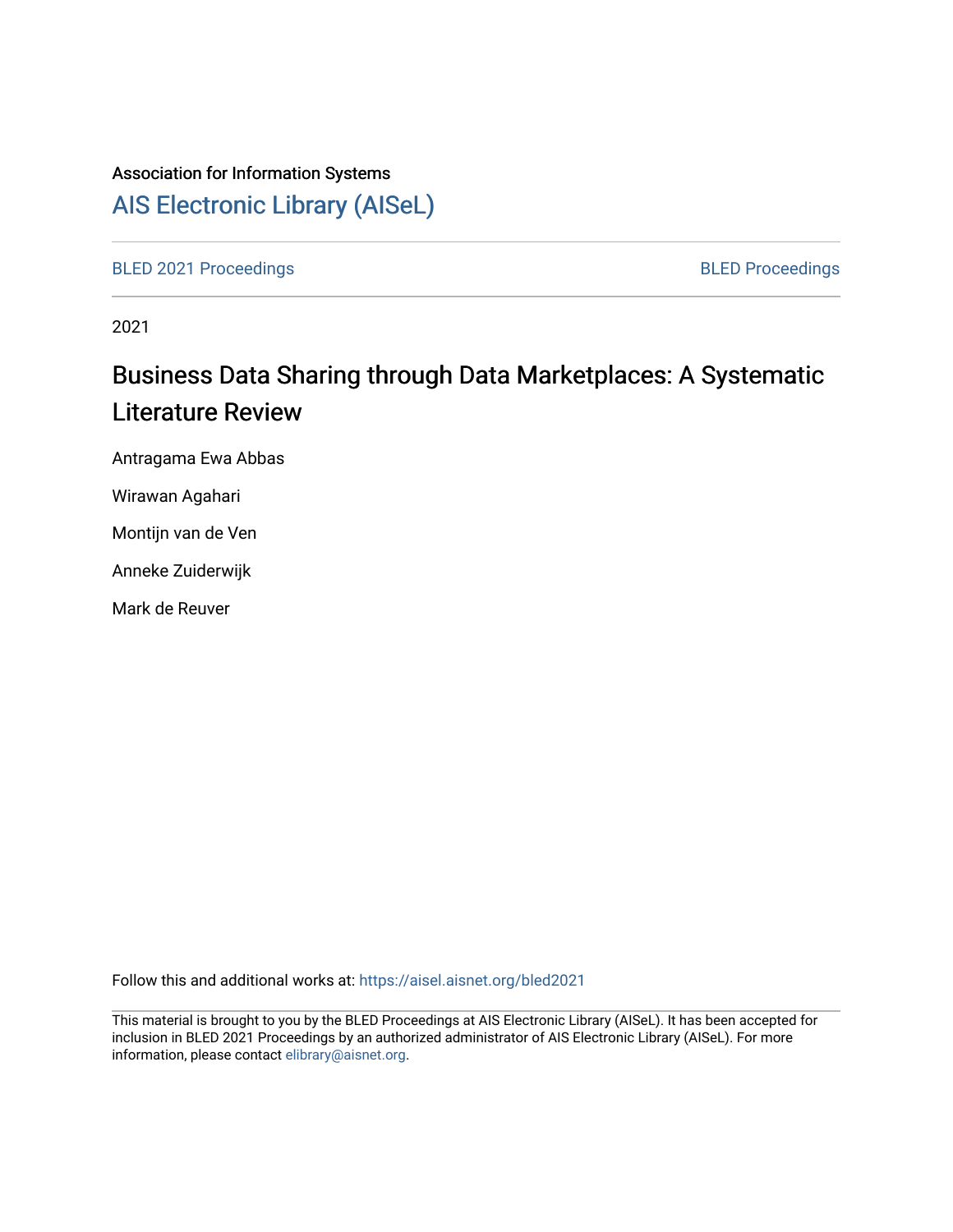Association for Information Systems

# AIS Electronic Library (AISeL)

BLED 2021 Proceedings

BLED Proceedings

2021

## Business Data Sharing through Data Marketplaces: A Systematic Literature Review

Antragama Ewa Abbas

Wirawan Agahari

Montijn van de Ven

Anneke Zuiderwijk

Mark de Reuver

Follow this and additional works at: https://aisel.aisnet.org/bled2021

This material is brought to you by the BLED Proceedings at AIS Electronic Library (AISeL). It has been accepted for inclusion in BLED 2021 Proceedings by an authorized administrator of AIS Electronic Library (AISeL). For more information, please contact elibrary@aisnet.org.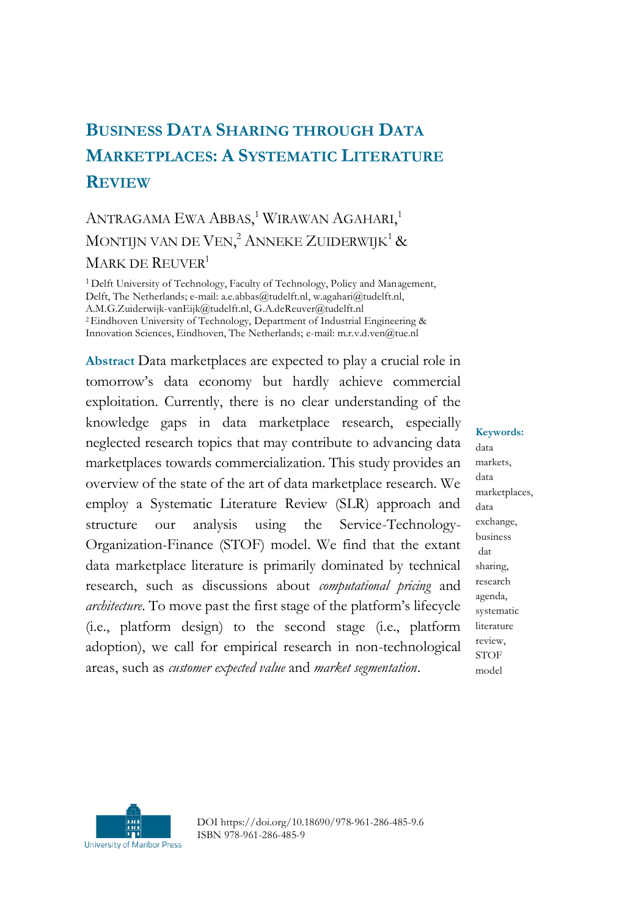# Business Data Sharing through Data Marketplaces: A Systematic Literature Review

Antragama Ewa Abbas,[1] Wirawan Agahari,[1] Montijn van de Ven,[2] Anneke Zuiderwijk[1] & Mark de Reuver[1]

[1] Delft University of Technology, Faculty of Technology, Policy and Management, Delft, The Netherlands; e-mail: a.e.abbas@tudelft.nl, w.agahari@tudelft.nl, A.M.G.Zuiderwijk-vanEijk@tudelft.nl, G.A.deReuver@tudelft.nl
[2] Eindhoven University of Technology, Department of Industrial Engineering & Innovation Sciences, Eindhoven, The Netherlands; e-mail: m.r.v.d.ven@tue.nl

**Abstract** Data marketplaces are expected to play a crucial role in tomorrow's data economy but hardly achieve commercial exploitation. Currently, there is no clear understanding of the knowledge gaps in data marketplace research, especially neglected research topics that may contribute to advancing data marketplaces towards commercialization. This study provides an overview of the state of the art of data marketplace research. We employ a Systematic Literature Review (SLR) approach and structure our analysis using the Service-Technology-Organization-Finance (STOF) model. We find that the extant data marketplace literature is primarily dominated by technical research, such as discussions about *computational pricing* and *architecture*. To move past the first stage of the platform's lifecycle (i.e., platform design) to the second stage (i.e., platform adoption), we call for empirical research in non-technological areas, such as *customer expected value* and *market segmentation*.

**Keywords:** data markets, data marketplaces, data exchange, business dat sharing, research agenda, systematic literature review, STOF model

DOI https://doi.org/10.18690/978-961-286-485-9.6
ISBN 978-961-286-485-9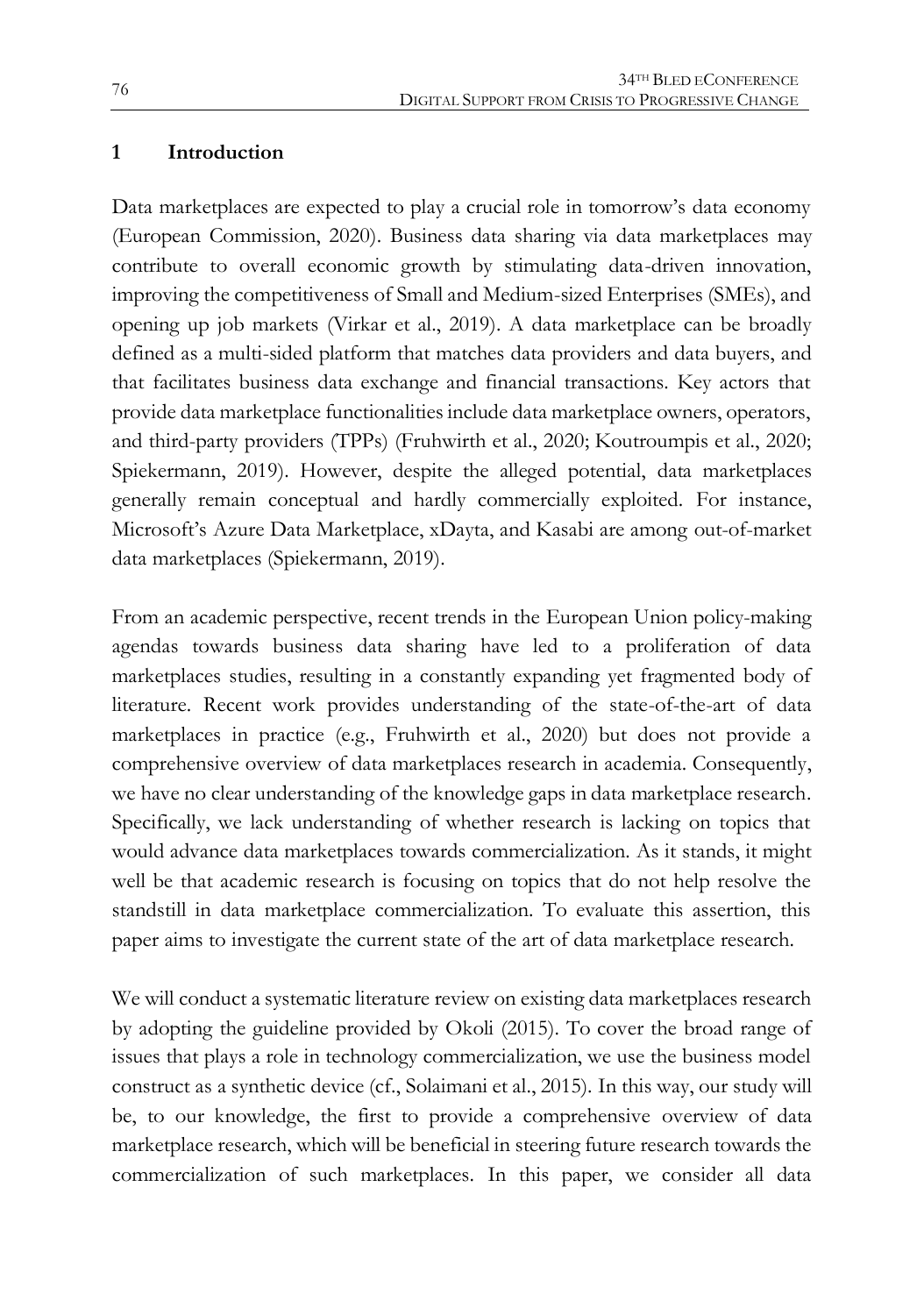## 1 Introduction

Data marketplaces are expected to play a crucial role in tomorrow's data economy (European Commission, 2020). Business data sharing via data marketplaces may contribute to overall economic growth by stimulating data-driven innovation, improving the competitiveness of Small and Medium-sized Enterprises (SMEs), and opening up job markets (Virkar et al., 2019). A data marketplace can be broadly defined as a multi-sided platform that matches data providers and data buyers, and that facilitates business data exchange and financial transactions. Key actors that provide data marketplace functionalities include data marketplace owners, operators, and third-party providers (TPPs) (Fruhwirth et al., 2020; Koutroumpis et al., 2020; Spiekermann, 2019). However, despite the alleged potential, data marketplaces generally remain conceptual and hardly commercially exploited. For instance, Microsoft's Azure Data Marketplace, xDayta, and Kasabi are among out-of-market data marketplaces (Spiekermann, 2019).

From an academic perspective, recent trends in the European Union policy-making agendas towards business data sharing have led to a proliferation of data marketplaces studies, resulting in a constantly expanding yet fragmented body of literature. Recent work provides understanding of the state-of-the-art of data marketplaces in practice (e.g., Fruhwirth et al., 2020) but does not provide a comprehensive overview of data marketplaces research in academia. Consequently, we have no clear understanding of the knowledge gaps in data marketplace research. Specifically, we lack understanding of whether research is lacking on topics that would advance data marketplaces towards commercialization. As it stands, it might well be that academic research is focusing on topics that do not help resolve the standstill in data marketplace commercialization. To evaluate this assertion, this paper aims to investigate the current state of the art of data marketplace research.

We will conduct a systematic literature review on existing data marketplaces research by adopting the guideline provided by Okoli (2015). To cover the broad range of issues that plays a role in technology commercialization, we use the business model construct as a synthetic device (cf., Solaimani et al., 2015). In this way, our study will be, to our knowledge, the first to provide a comprehensive overview of data marketplace research, which will be beneficial in steering future research towards the commercialization of such marketplaces. In this paper, we consider all data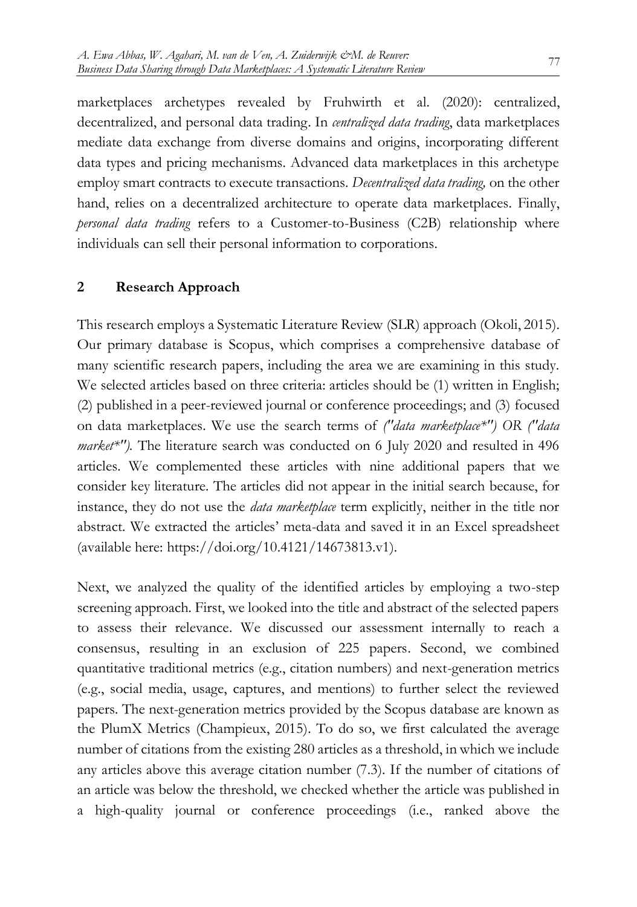marketplaces archetypes revealed by Fruhwirth et al. (2020): centralized, decentralized, and personal data trading. In *centralized data trading*, data marketplaces mediate data exchange from diverse domains and origins, incorporating different data types and pricing mechanisms. Advanced data marketplaces in this archetype employ smart contracts to execute transactions. *Decentralized data trading,* on the other hand, relies on a decentralized architecture to operate data marketplaces. Finally, *personal data trading* refers to a Customer-to-Business (C2B) relationship where individuals can sell their personal information to corporations.

## 2 Research Approach

This research employs a Systematic Literature Review (SLR) approach (Okoli, 2015). Our primary database is Scopus, which comprises a comprehensive database of many scientific research papers, including the area we are examining in this study. We selected articles based on three criteria: articles should be (1) written in English; (2) published in a peer-reviewed journal or conference proceedings; and (3) focused on data marketplaces. We use the search terms of *("data marketplace*") OR ("data market*").* The literature search was conducted on 6 July 2020 and resulted in 496 articles. We complemented these articles with nine additional papers that we consider key literature. The articles did not appear in the initial search because, for instance, they do not use the *data marketplace* term explicitly, neither in the title nor abstract. We extracted the articles' meta-data and saved it in an Excel spreadsheet (available here: https://doi.org/10.4121/14673813.v1).

Next, we analyzed the quality of the identified articles by employing a two-step screening approach. First, we looked into the title and abstract of the selected papers to assess their relevance. We discussed our assessment internally to reach a consensus, resulting in an exclusion of 225 papers. Second, we combined quantitative traditional metrics (e.g., citation numbers) and next-generation metrics (e.g., social media, usage, captures, and mentions) to further select the reviewed papers. The next-generation metrics provided by the Scopus database are known as the PlumX Metrics (Champieux, 2015). To do so, we first calculated the average number of citations from the existing 280 articles as a threshold, in which we include any articles above this average citation number (7.3). If the number of citations of an article was below the threshold, we checked whether the article was published in a high-quality journal or conference proceedings (i.e., ranked above the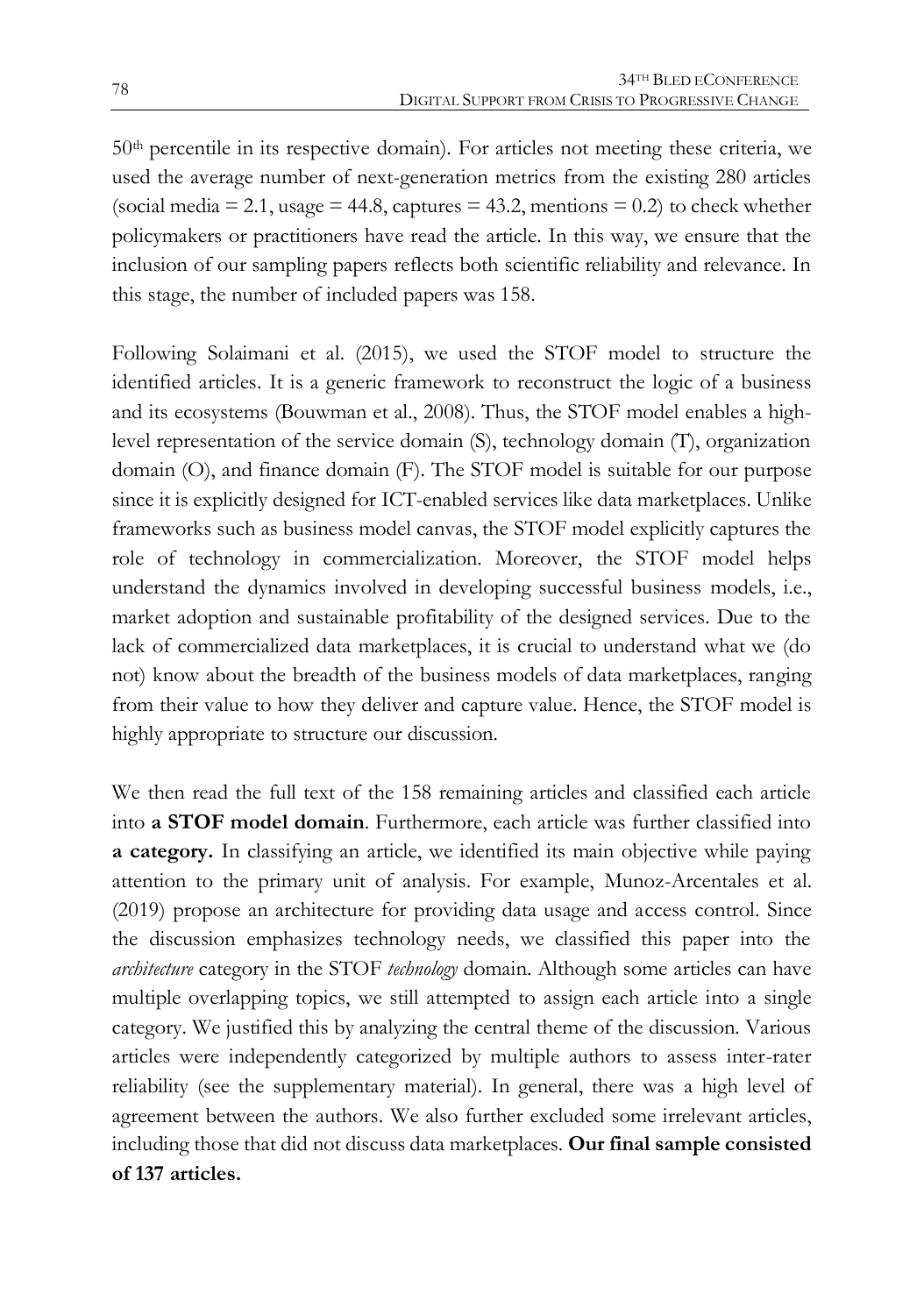50th percentile in its respective domain). For articles not meeting these criteria, we used the average number of next-generation metrics from the existing 280 articles (social media = 2.1, usage = 44.8, captures = 43.2, mentions = 0.2) to check whether policymakers or practitioners have read the article. In this way, we ensure that the inclusion of our sampling papers reflects both scientific reliability and relevance. In this stage, the number of included papers was 158.

Following Solaimani et al. (2015), we used the STOF model to structure the identified articles. It is a generic framework to reconstruct the logic of a business and its ecosystems (Bouwman et al., 2008). Thus, the STOF model enables a high-level representation of the service domain (S), technology domain (T), organization domain (O), and finance domain (F). The STOF model is suitable for our purpose since it is explicitly designed for ICT-enabled services like data marketplaces. Unlike frameworks such as business model canvas, the STOF model explicitly captures the role of technology in commercialization. Moreover, the STOF model helps understand the dynamics involved in developing successful business models, i.e., market adoption and sustainable profitability of the designed services. Due to the lack of commercialized data marketplaces, it is crucial to understand what we (do not) know about the breadth of the business models of data marketplaces, ranging from their value to how they deliver and capture value. Hence, the STOF model is highly appropriate to structure our discussion.

We then read the full text of the 158 remaining articles and classified each article into **a STOF model domain**. Furthermore, each article was further classified into **a category.** In classifying an article, we identified its main objective while paying attention to the primary unit of analysis. For example, Munoz-Arcentales et al. (2019) propose an architecture for providing data usage and access control. Since the discussion emphasizes technology needs, we classified this paper into the *architecture* category in the STOF *technology* domain. Although some articles can have multiple overlapping topics, we still attempted to assign each article into a single category. We justified this by analyzing the central theme of the discussion. Various articles were independently categorized by multiple authors to assess inter-rater reliability (see the supplementary material). In general, there was a high level of agreement between the authors. We also further excluded some irrelevant articles, including those that did not discuss data marketplaces. **Our final sample consisted of 137 articles.**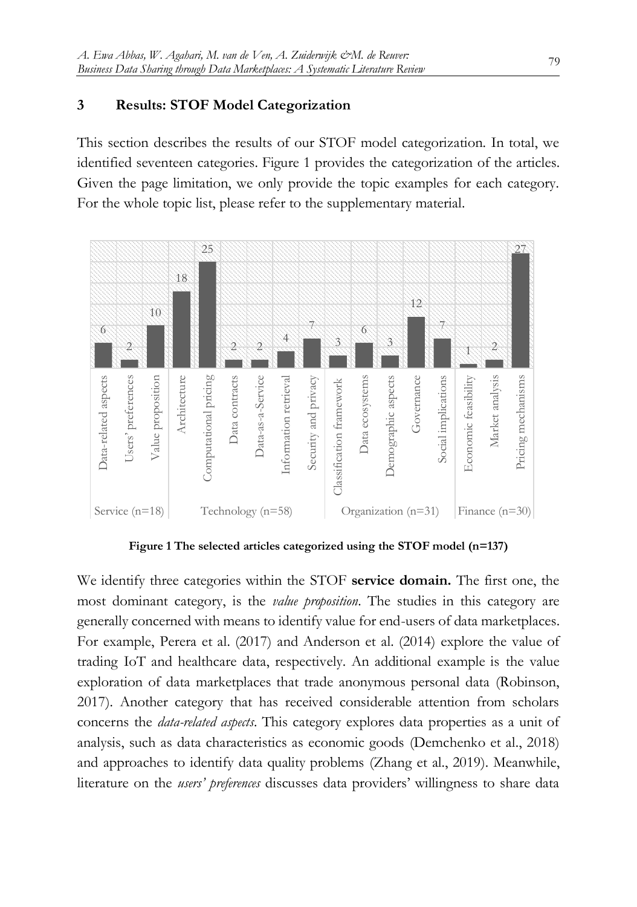## 3 Results: STOF Model Categorization

This section describes the results of our STOF model categorization. In total, we identified seventeen categories. Figure 1 provides the categorization of the articles. Given the page limitation, we only provide the topic examples for each category. For the whole topic list, please refer to the supplementary material.

| Domain | Category | Number of articles |
|---|---|---|
| Service (n=18) | Data-related aspects | 6 |
| | Users' preferences | 2 |
| | Value proposition | 10 |
| Technology (n=58) | Architecture | 18 |
| | Computational pricing | 25 |
| | Data contracts | 2 |
| | Data-as-a-Service | 2 |
| | Information retrieval | 4 |
| | Security and privacy | 7 |
| Organization (n=31) | Classification framework | 3 |
| | Data ecosystems | 6 |
| | Demographic aspects | 3 |
| | Governance | 12 |
| | Social implications | 7 |
| Finance (n=30) | Economic feasibility | 1 |
| | Market analysis | 2 |
| | Pricing mechanisms | 27 |

**Figure 1 The selected articles categorized using the STOF model (n=137)**

We identify three categories within the STOF **service domain.** The first one, the most dominant category, is the *value proposition*. The studies in this category are generally concerned with means to identify value for end-users of data marketplaces. For example, Perera et al. (2017) and Anderson et al. (2014) explore the value of trading IoT and healthcare data, respectively. An additional example is the value exploration of data marketplaces that trade anonymous personal data (Robinson, 2017). Another category that has received considerable attention from scholars concerns the *data-related aspects*. This category explores data properties as a unit of analysis, such as data characteristics as economic goods (Demchenko et al., 2018) and approaches to identify data quality problems (Zhang et al., 2019). Meanwhile, literature on the *users' preferences* discusses data providers' willingness to share data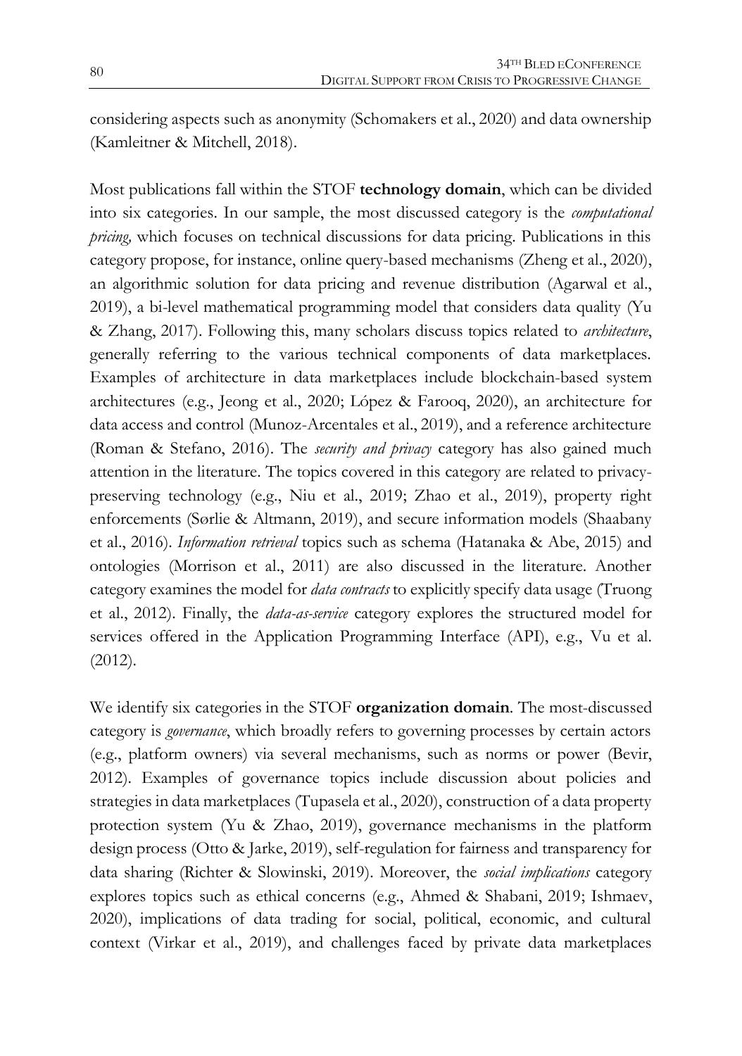considering aspects such as anonymity (Schomakers et al., 2020) and data ownership (Kamleitner & Mitchell, 2018).

Most publications fall within the STOF **technology domain**, which can be divided into six categories. In our sample, the most discussed category is the *computational pricing,* which focuses on technical discussions for data pricing. Publications in this category propose, for instance, online query-based mechanisms (Zheng et al., 2020), an algorithmic solution for data pricing and revenue distribution (Agarwal et al., 2019), a bi-level mathematical programming model that considers data quality (Yu & Zhang, 2017). Following this, many scholars discuss topics related to *architecture*, generally referring to the various technical components of data marketplaces. Examples of architecture in data marketplaces include blockchain-based system architectures (e.g., Jeong et al., 2020; López & Farooq, 2020), an architecture for data access and control (Munoz-Arcentales et al., 2019), and a reference architecture (Roman & Stefano, 2016). The *security and privacy* category has also gained much attention in the literature. The topics covered in this category are related to privacy-preserving technology (e.g., Niu et al., 2019; Zhao et al., 2019), property right enforcements (Sørlie & Altmann, 2019), and secure information models (Shaabany et al., 2016). *Information retrieval* topics such as schema (Hatanaka & Abe, 2015) and ontologies (Morrison et al., 2011) are also discussed in the literature. Another category examines the model for *data contracts* to explicitly specify data usage (Truong et al., 2012). Finally, the *data-as-service* category explores the structured model for services offered in the Application Programming Interface (API), e.g., Vu et al. (2012).

We identify six categories in the STOF **organization domain**. The most-discussed category is *governance*, which broadly refers to governing processes by certain actors (e.g., platform owners) via several mechanisms, such as norms or power (Bevir, 2012). Examples of governance topics include discussion about policies and strategies in data marketplaces (Tupasela et al., 2020), construction of a data property protection system (Yu & Zhao, 2019), governance mechanisms in the platform design process (Otto & Jarke, 2019), self-regulation for fairness and transparency for data sharing (Richter & Slowinski, 2019). Moreover, the *social implications* category explores topics such as ethical concerns (e.g., Ahmed & Shabani, 2019; Ishmaev, 2020), implications of data trading for social, political, economic, and cultural context (Virkar et al., 2019), and challenges faced by private data marketplaces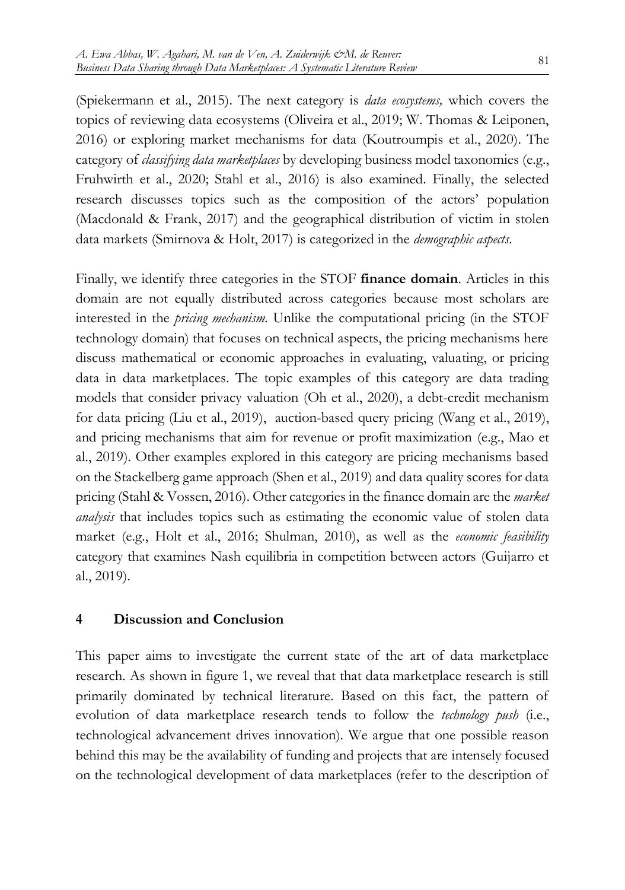(Spiekermann et al., 2015). The next category is *data ecosystems,* which covers the topics of reviewing data ecosystems (Oliveira et al., 2019; W. Thomas & Leiponen, 2016) or exploring market mechanisms for data (Koutroumpis et al., 2020). The category of *classifying data marketplaces* by developing business model taxonomies (e.g., Fruhwirth et al., 2020; Stahl et al., 2016) is also examined. Finally, the selected research discusses topics such as the composition of the actors' population (Macdonald & Frank, 2017) and the geographical distribution of victim in stolen data markets (Smirnova & Holt, 2017) is categorized in the *demographic aspects*.

Finally, we identify three categories in the STOF **finance domain**. Articles in this domain are not equally distributed across categories because most scholars are interested in the *pricing mechanism.* Unlike the computational pricing (in the STOF technology domain) that focuses on technical aspects, the pricing mechanisms here discuss mathematical or economic approaches in evaluating, valuating, or pricing data in data marketplaces. The topic examples of this category are data trading models that consider privacy valuation (Oh et al., 2020), a debt-credit mechanism for data pricing (Liu et al., 2019), auction-based query pricing (Wang et al., 2019), and pricing mechanisms that aim for revenue or profit maximization (e.g., Mao et al., 2019). Other examples explored in this category are pricing mechanisms based on the Stackelberg game approach (Shen et al., 2019) and data quality scores for data pricing (Stahl & Vossen, 2016). Other categories in the finance domain are the *market analysis* that includes topics such as estimating the economic value of stolen data market (e.g., Holt et al., 2016; Shulman, 2010), as well as the *economic feasibility* category that examines Nash equilibria in competition between actors (Guijarro et al., 2019).

## 4 Discussion and Conclusion

This paper aims to investigate the current state of the art of data marketplace research. As shown in figure 1, we reveal that that data marketplace research is still primarily dominated by technical literature. Based on this fact, the pattern of evolution of data marketplace research tends to follow the *technology push* (i.e., technological advancement drives innovation). We argue that one possible reason behind this may be the availability of funding and projects that are intensely focused on the technological development of data marketplaces (refer to the description of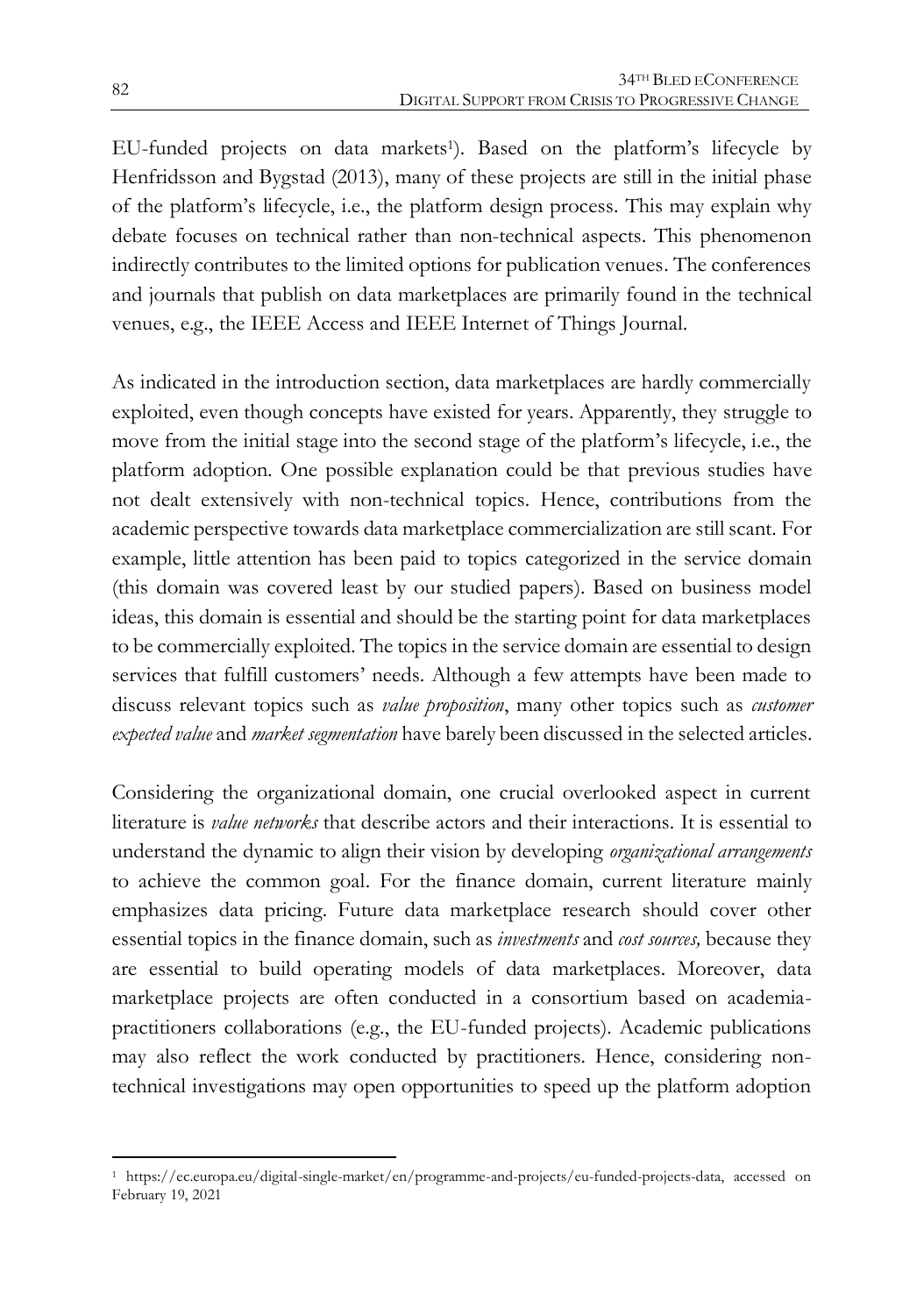EU-funded projects on data markets[1]). Based on the platform's lifecycle by Henfridsson and Bygstad (2013), many of these projects are still in the initial phase of the platform's lifecycle, i.e., the platform design process. This may explain why debate focuses on technical rather than non-technical aspects. This phenomenon indirectly contributes to the limited options for publication venues. The conferences and journals that publish on data marketplaces are primarily found in the technical venues, e.g., the IEEE Access and IEEE Internet of Things Journal.

As indicated in the introduction section, data marketplaces are hardly commercially exploited, even though concepts have existed for years. Apparently, they struggle to move from the initial stage into the second stage of the platform's lifecycle, i.e., the platform adoption. One possible explanation could be that previous studies have not dealt extensively with non-technical topics. Hence, contributions from the academic perspective towards data marketplace commercialization are still scant. For example, little attention has been paid to topics categorized in the service domain (this domain was covered least by our studied papers). Based on business model ideas, this domain is essential and should be the starting point for data marketplaces to be commercially exploited. The topics in the service domain are essential to design services that fulfill customers' needs. Although a few attempts have been made to discuss relevant topics such as *value proposition*, many other topics such as *customer expected value* and *market segmentation* have barely been discussed in the selected articles.

Considering the organizational domain, one crucial overlooked aspect in current literature is *value networks* that describe actors and their interactions. It is essential to understand the dynamic to align their vision by developing *organizational arrangements* to achieve the common goal. For the finance domain, current literature mainly emphasizes data pricing. Future data marketplace research should cover other essential topics in the finance domain, such as *investments* and *cost sources,* because they are essential to build operating models of data marketplaces. Moreover, data marketplace projects are often conducted in a consortium based on academia-practitioners collaborations (e.g., the EU-funded projects). Academic publications may also reflect the work conducted by practitioners. Hence, considering non-technical investigations may open opportunities to speed up the platform adoption

[1] https://ec.europa.eu/digital-single-market/en/programme-and-projects/eu-funded-projects-data, accessed on February 19, 2021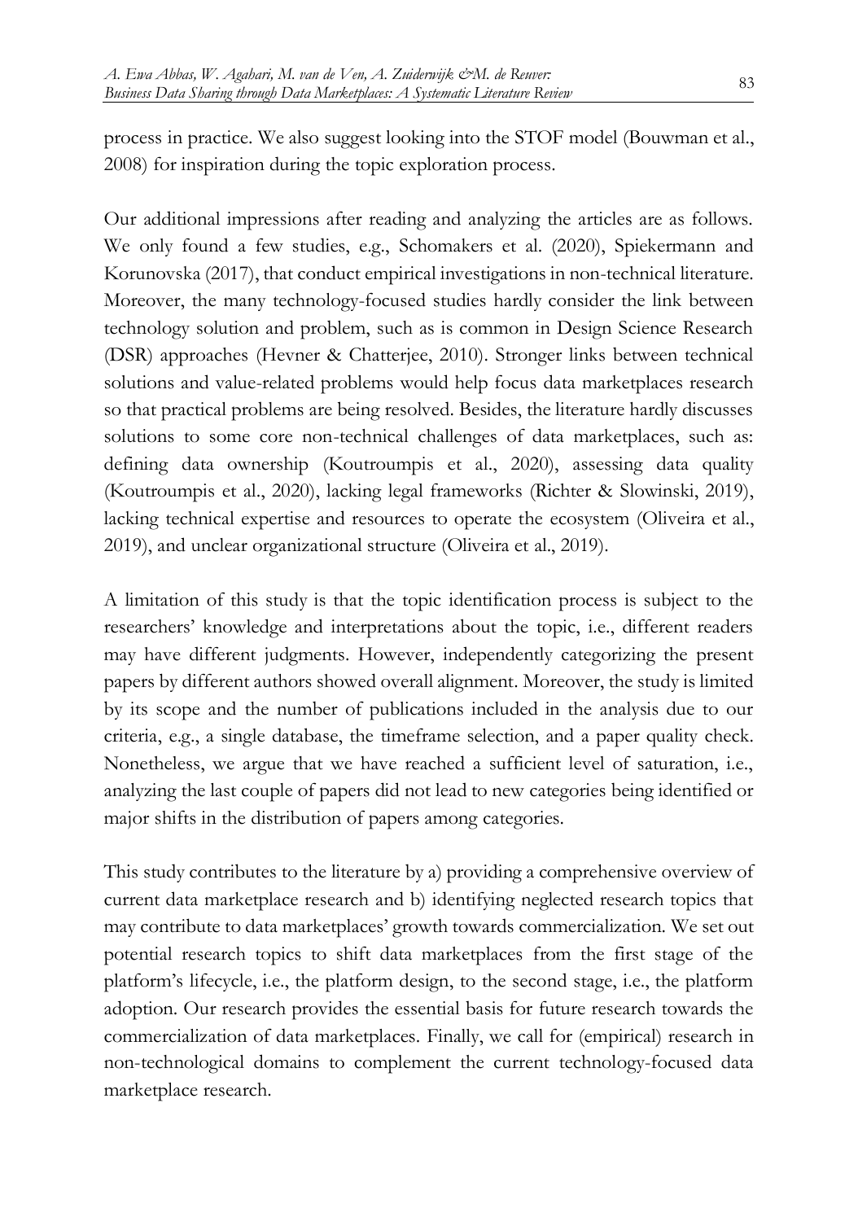process in practice. We also suggest looking into the STOF model (Bouwman et al., 2008) for inspiration during the topic exploration process.

Our additional impressions after reading and analyzing the articles are as follows. We only found a few studies, e.g., Schomakers et al. (2020), Spiekermann and Korunovska (2017), that conduct empirical investigations in non-technical literature. Moreover, the many technology-focused studies hardly consider the link between technology solution and problem, such as is common in Design Science Research (DSR) approaches (Hevner & Chatterjee, 2010). Stronger links between technical solutions and value-related problems would help focus data marketplaces research so that practical problems are being resolved. Besides, the literature hardly discusses solutions to some core non-technical challenges of data marketplaces, such as: defining data ownership (Koutroumpis et al., 2020), assessing data quality (Koutroumpis et al., 2020), lacking legal frameworks (Richter & Slowinski, 2019), lacking technical expertise and resources to operate the ecosystem (Oliveira et al., 2019), and unclear organizational structure (Oliveira et al., 2019).

A limitation of this study is that the topic identification process is subject to the researchers' knowledge and interpretations about the topic, i.e., different readers may have different judgments. However, independently categorizing the present papers by different authors showed overall alignment. Moreover, the study is limited by its scope and the number of publications included in the analysis due to our criteria, e.g., a single database, the timeframe selection, and a paper quality check. Nonetheless, we argue that we have reached a sufficient level of saturation, i.e., analyzing the last couple of papers did not lead to new categories being identified or major shifts in the distribution of papers among categories.

This study contributes to the literature by a) providing a comprehensive overview of current data marketplace research and b) identifying neglected research topics that may contribute to data marketplaces' growth towards commercialization. We set out potential research topics to shift data marketplaces from the first stage of the platform's lifecycle, i.e., the platform design, to the second stage, i.e., the platform adoption. Our research provides the essential basis for future research towards the commercialization of data marketplaces. Finally, we call for (empirical) research in non-technological domains to complement the current technology-focused data marketplace research.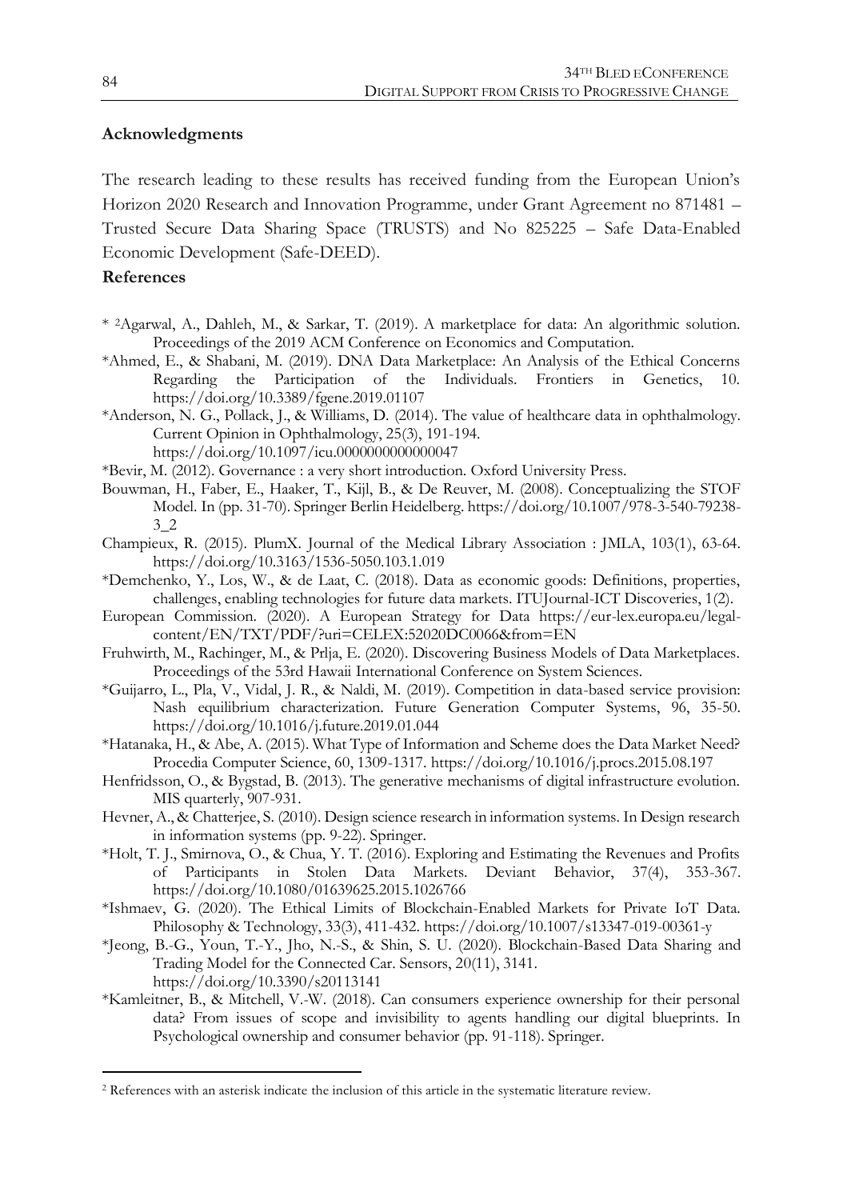## Acknowledgments

The research leading to these results has received funding from the European Union's Horizon 2020 Research and Innovation Programme, under Grant Agreement no 871481 – Trusted Secure Data Sharing Space (TRUSTS) and No 825225 – Safe Data-Enabled Economic Development (Safe-DEED).

## References

* [2]Agarwal, A., Dahleh, M., & Sarkar, T. (2019). A marketplace for data: An algorithmic solution. Proceedings of the 2019 ACM Conference on Economics and Computation.

*Ahmed, E., & Shabani, M. (2019). DNA Data Marketplace: An Analysis of the Ethical Concerns Regarding the Participation of the Individuals. Frontiers in Genetics, 10. https://doi.org/10.3389/fgene.2019.01107

*Anderson, N. G., Pollack, J., & Williams, D. (2014). The value of healthcare data in ophthalmology. Current Opinion in Ophthalmology, 25(3), 191-194. https://doi.org/10.1097/icu.0000000000000047

*Bevir, M. (2012). Governance : a very short introduction. Oxford University Press.

Bouwman, H., Faber, E., Haaker, T., Kijl, B., & De Reuver, M. (2008). Conceptualizing the STOF Model. In (pp. 31-70). Springer Berlin Heidelberg. https://doi.org/10.1007/978-3-540-79238-3_2

Champieux, R. (2015). PlumX. Journal of the Medical Library Association : JMLA, 103(1), 63-64. https://doi.org/10.3163/1536-5050.103.1.019

*Demchenko, Y., Los, W., & de Laat, C. (2018). Data as economic goods: Definitions, properties, challenges, enabling technologies for future data markets. ITUJournal-ICT Discoveries, 1(2).

European Commission. (2020). A European Strategy for Data https://eur-lex.europa.eu/legal-content/EN/TXT/PDF/?uri=CELEX:52020DC0066&from=EN

Fruhwirth, M., Rachinger, M., & Prlja, E. (2020). Discovering Business Models of Data Marketplaces. Proceedings of the 53rd Hawaii International Conference on System Sciences.

*Guijarro, L., Pla, V., Vidal, J. R., & Naldi, M. (2019). Competition in data-based service provision: Nash equilibrium characterization. Future Generation Computer Systems, 96, 35-50. https://doi.org/10.1016/j.future.2019.01.044

*Hatanaka, H., & Abe, A. (2015). What Type of Information and Scheme does the Data Market Need? Procedia Computer Science, 60, 1309-1317. https://doi.org/10.1016/j.procs.2015.08.197

Henfridsson, O., & Bygstad, B. (2013). The generative mechanisms of digital infrastructure evolution. MIS quarterly, 907-931.

Hevner, A., & Chatterjee, S. (2010). Design science research in information systems. In Design research in information systems (pp. 9-22). Springer.

*Holt, T. J., Smirnova, O., & Chua, Y. T. (2016). Exploring and Estimating the Revenues and Profits of Participants in Stolen Data Markets. Deviant Behavior, 37(4), 353-367. https://doi.org/10.1080/01639625.2015.1026766

*Ishmaev, G. (2020). The Ethical Limits of Blockchain-Enabled Markets for Private IoT Data. Philosophy & Technology, 33(3), 411-432. https://doi.org/10.1007/s13347-019-00361-y

*Jeong, B.-G., Youn, T.-Y., Jho, N.-S., & Shin, S. U. (2020). Blockchain-Based Data Sharing and Trading Model for the Connected Car. Sensors, 20(11), 3141. https://doi.org/10.3390/s20113141

*Kamleitner, B., & Mitchell, V.-W. (2018). Can consumers experience ownership for their personal data? From issues of scope and invisibility to agents handling our digital blueprints. In Psychological ownership and consumer behavior (pp. 91-118). Springer.

[2] References with an asterisk indicate the inclusion of this article in the systematic literature review.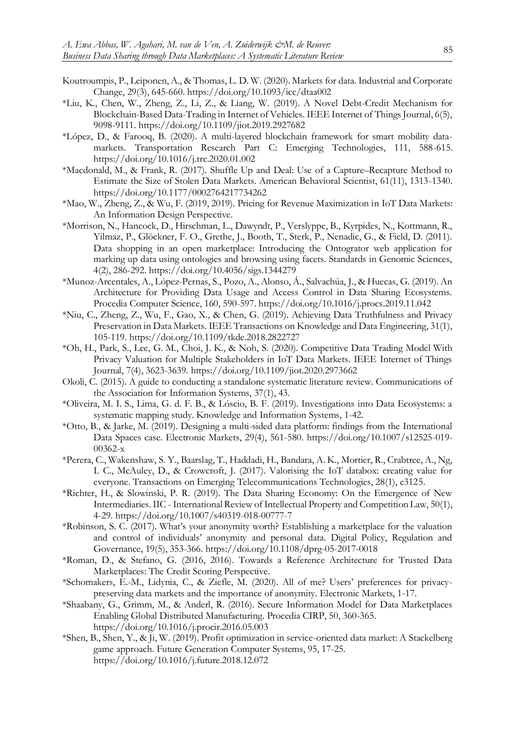Koutroumpis, P., Leiponen, A., & Thomas, L. D. W. (2020). Markets for data. Industrial and Corporate Change, 29(3), 645-660. https://doi.org/10.1093/icc/dtaa002

*Liu, K., Chen, W., Zheng, Z., Li, Z., & Liang, W. (2019). A Novel Debt-Credit Mechanism for Blockchain-Based Data-Trading in Internet of Vehicles. IEEE Internet of Things Journal, 6(5), 9098-9111. https://doi.org/10.1109/jiot.2019.2927682

*López, D., & Farooq, B. (2020). A multi-layered blockchain framework for smart mobility data-markets. Transportation Research Part C: Emerging Technologies, 111, 588-615. https://doi.org/10.1016/j.trc.2020.01.002

*Macdonald, M., & Frank, R. (2017). Shuffle Up and Deal: Use of a Capture–Recapture Method to Estimate the Size of Stolen Data Markets. American Behavioral Scientist, 61(11), 1313-1340. https://doi.org/10.1177/0002764217734262

*Mao, W., Zheng, Z., & Wu, F. (2019, 2019). Pricing for Revenue Maximization in IoT Data Markets: An Information Design Perspective.

*Morrison, N., Hancock, D., Hirschman, L., Dawyndt, P., Verslyppe, B., Kyrpides, N., Kottmann, R., Yilmaz, P., Glöckner, F. O., Grethe, J., Booth, T., Sterk, P., Nenadic, G., & Field, D. (2011). Data shopping in an open marketplace: Introducing the Ontogrator web application for marking up data using ontologies and browsing using facets. Standards in Genomic Sciences, 4(2), 286-292. https://doi.org/10.4056/sigs.1344279

*Munoz-Arcentales, A., López-Pernas, S., Pozo, A., Alonso, Á., Salvachúa, J., & Huecas, G. (2019). An Architecture for Providing Data Usage and Access Control in Data Sharing Ecosystems. Procedia Computer Science, 160, 590-597. https://doi.org/10.1016/j.procs.2019.11.042

*Niu, C., Zheng, Z., Wu, F., Gao, X., & Chen, G. (2019). Achieving Data Truthfulness and Privacy Preservation in Data Markets. IEEE Transactions on Knowledge and Data Engineering, 31(1), 105-119. https://doi.org/10.1109/tkde.2018.2822727

*Oh, H., Park, S., Lee, G. M., Choi, J. K., & Noh, S. (2020). Competitive Data Trading Model With Privacy Valuation for Multiple Stakeholders in IoT Data Markets. IEEE Internet of Things Journal, 7(4), 3623-3639. https://doi.org/10.1109/jiot.2020.2973662

Okoli, C. (2015). A guide to conducting a standalone systematic literature review. Communications of the Association for Information Systems, 37(1), 43.

*Oliveira, M. I. S., Lima, G. d. F. B., & Lóscio, B. F. (2019). Investigations into Data Ecosystems: a systematic mapping study. Knowledge and Information Systems, 1-42.

*Otto, B., & Jarke, M. (2019). Designing a multi-sided data platform: findings from the International Data Spaces case. Electronic Markets, 29(4), 561-580. https://doi.org/10.1007/s12525-019-00362-x

*Perera, C., Wakenshaw, S. Y., Baarslag, T., Haddadi, H., Bandara, A. K., Mortier, R., Crabtree, A., Ng, I. C., McAuley, D., & Crowcroft, J. (2017). Valorising the IoT databox: creating value for everyone. Transactions on Emerging Telecommunications Technologies, 28(1), e3125.

*Richter, H., & Slowinski, P. R. (2019). The Data Sharing Economy: On the Emergence of New Intermediaries. IIC - International Review of Intellectual Property and Competition Law, 50(1), 4-29. https://doi.org/10.1007/s40319-018-00777-7

*Robinson, S. C. (2017). What's your anonymity worth? Establishing a marketplace for the valuation and control of individuals' anonymity and personal data. Digital Policy, Regulation and Governance, 19(5), 353-366. https://doi.org/10.1108/dprg-05-2017-0018

*Roman, D., & Stefano, G. (2016, 2016). Towards a Reference Architecture for Trusted Data Marketplaces: The Credit Scoring Perspective.

*Schomakers, E.-M., Lidynia, C., & Ziefle, M. (2020). All of me? Users' preferences for privacy-preserving data markets and the importance of anonymity. Electronic Markets, 1-17.

*Shaabany, G., Grimm, M., & Anderl, R. (2016). Secure Information Model for Data Marketplaces Enabling Global Distributed Manufacturing. Procedia CIRP, 50, 360-365. https://doi.org/10.1016/j.procir.2016.05.003

*Shen, B., Shen, Y., & Ji, W. (2019). Profit optimization in service-oriented data market: A Stackelberg game approach. Future Generation Computer Systems, 95, 17-25. https://doi.org/10.1016/j.future.2018.12.072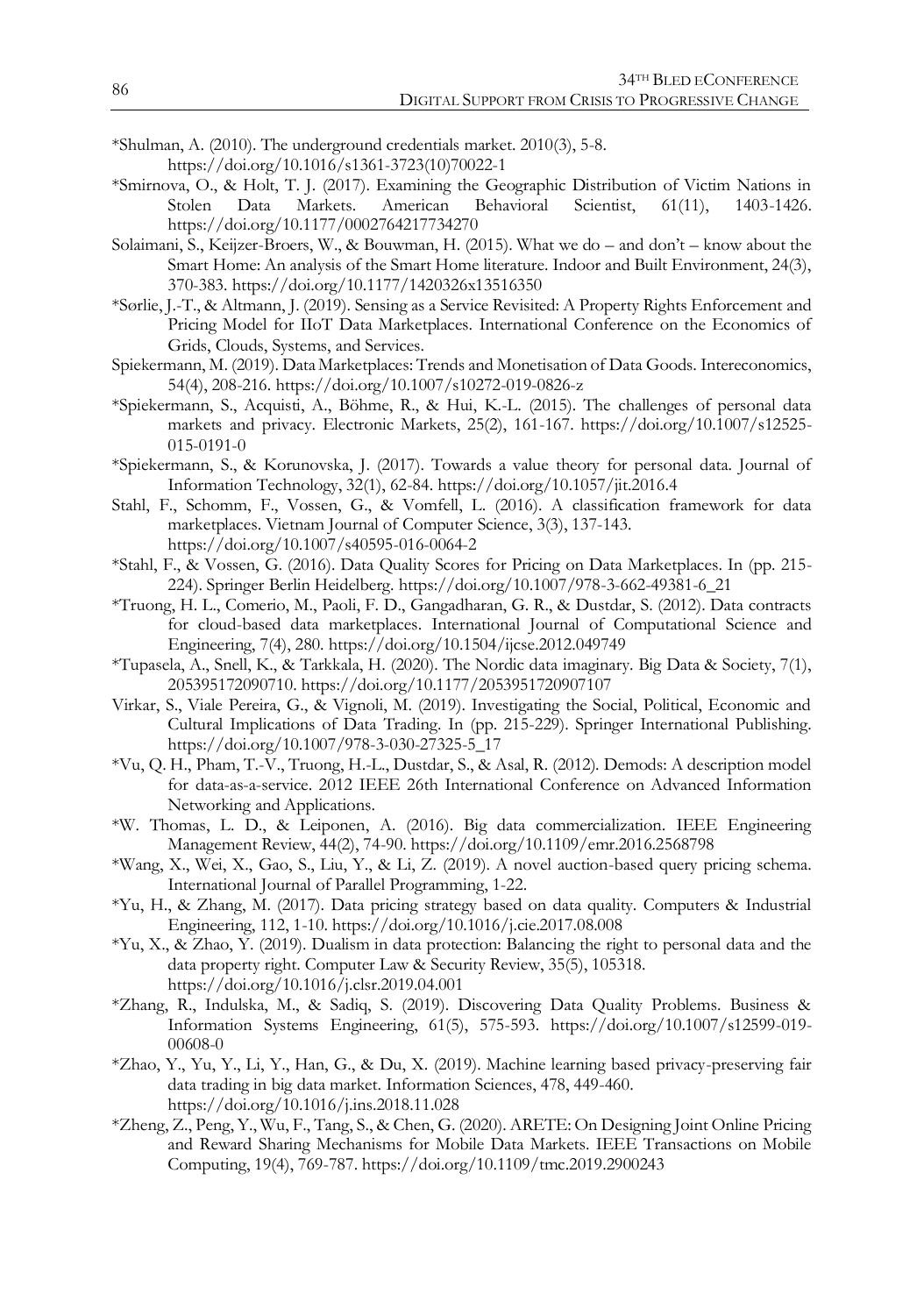*Shulman, A. (2010). The underground credentials market. 2010(3), 5-8. https://doi.org/10.1016/s1361-3723(10)70022-1

*Smirnova, O., & Holt, T. J. (2017). Examining the Geographic Distribution of Victim Nations in Stolen Data Markets. American Behavioral Scientist, 61(11), 1403-1426. https://doi.org/10.1177/0002764217734270

Solaimani, S., Keijzer-Broers, W., & Bouwman, H. (2015). What we do – and don't – know about the Smart Home: An analysis of the Smart Home literature. Indoor and Built Environment, 24(3), 370-383. https://doi.org/10.1177/1420326x13516350

*Sørlie, J.-T., & Altmann, J. (2019). Sensing as a Service Revisited: A Property Rights Enforcement and Pricing Model for IIoT Data Marketplaces. International Conference on the Economics of Grids, Clouds, Systems, and Services.

Spiekermann, M. (2019). Data Marketplaces: Trends and Monetisation of Data Goods. Intereconomics, 54(4), 208-216. https://doi.org/10.1007/s10272-019-0826-z

*Spiekermann, S., Acquisti, A., Böhme, R., & Hui, K.-L. (2015). The challenges of personal data markets and privacy. Electronic Markets, 25(2), 161-167. https://doi.org/10.1007/s12525-015-0191-0

*Spiekermann, S., & Korunovska, J. (2017). Towards a value theory for personal data. Journal of Information Technology, 32(1), 62-84. https://doi.org/10.1057/jit.2016.4

Stahl, F., Schomm, F., Vossen, G., & Vomfell, L. (2016). A classification framework for data marketplaces. Vietnam Journal of Computer Science, 3(3), 137-143. https://doi.org/10.1007/s40595-016-0064-2

*Stahl, F., & Vossen, G. (2016). Data Quality Scores for Pricing on Data Marketplaces. In (pp. 215-224). Springer Berlin Heidelberg. https://doi.org/10.1007/978-3-662-49381-6_21

*Truong, H. L., Comerio, M., Paoli, F. D., Gangadharan, G. R., & Dustdar, S. (2012). Data contracts for cloud-based data marketplaces. International Journal of Computational Science and Engineering, 7(4), 280. https://doi.org/10.1504/ijcse.2012.049749

*Tupasela, A., Snell, K., & Tarkkala, H. (2020). The Nordic data imaginary. Big Data & Society, 7(1), 205395172090710. https://doi.org/10.1177/2053951720907107

Virkar, S., Viale Pereira, G., & Vignoli, M. (2019). Investigating the Social, Political, Economic and Cultural Implications of Data Trading. In (pp. 215-229). Springer International Publishing. https://doi.org/10.1007/978-3-030-27325-5_17

*Vu, Q. H., Pham, T.-V., Truong, H.-L., Dustdar, S., & Asal, R. (2012). Demods: A description model for data-as-a-service. 2012 IEEE 26th International Conference on Advanced Information Networking and Applications.

*W. Thomas, L. D., & Leiponen, A. (2016). Big data commercialization. IEEE Engineering Management Review, 44(2), 74-90. https://doi.org/10.1109/emr.2016.2568798

*Wang, X., Wei, X., Gao, S., Liu, Y., & Li, Z. (2019). A novel auction-based query pricing schema. International Journal of Parallel Programming, 1-22.

*Yu, H., & Zhang, M. (2017). Data pricing strategy based on data quality. Computers & Industrial Engineering, 112, 1-10. https://doi.org/10.1016/j.cie.2017.08.008

*Yu, X., & Zhao, Y. (2019). Dualism in data protection: Balancing the right to personal data and the data property right. Computer Law & Security Review, 35(5), 105318. https://doi.org/10.1016/j.clsr.2019.04.001

*Zhang, R., Indulska, M., & Sadiq, S. (2019). Discovering Data Quality Problems. Business & Information Systems Engineering, 61(5), 575-593. https://doi.org/10.1007/s12599-019-00608-0

*Zhao, Y., Yu, Y., Li, Y., Han, G., & Du, X. (2019). Machine learning based privacy-preserving fair data trading in big data market. Information Sciences, 478, 449-460. https://doi.org/10.1016/j.ins.2018.11.028

*Zheng, Z., Peng, Y., Wu, F., Tang, S., & Chen, G. (2020). ARETE: On Designing Joint Online Pricing and Reward Sharing Mechanisms for Mobile Data Markets. IEEE Transactions on Mobile Computing, 19(4), 769-787. https://doi.org/10.1109/tmc.2019.2900243